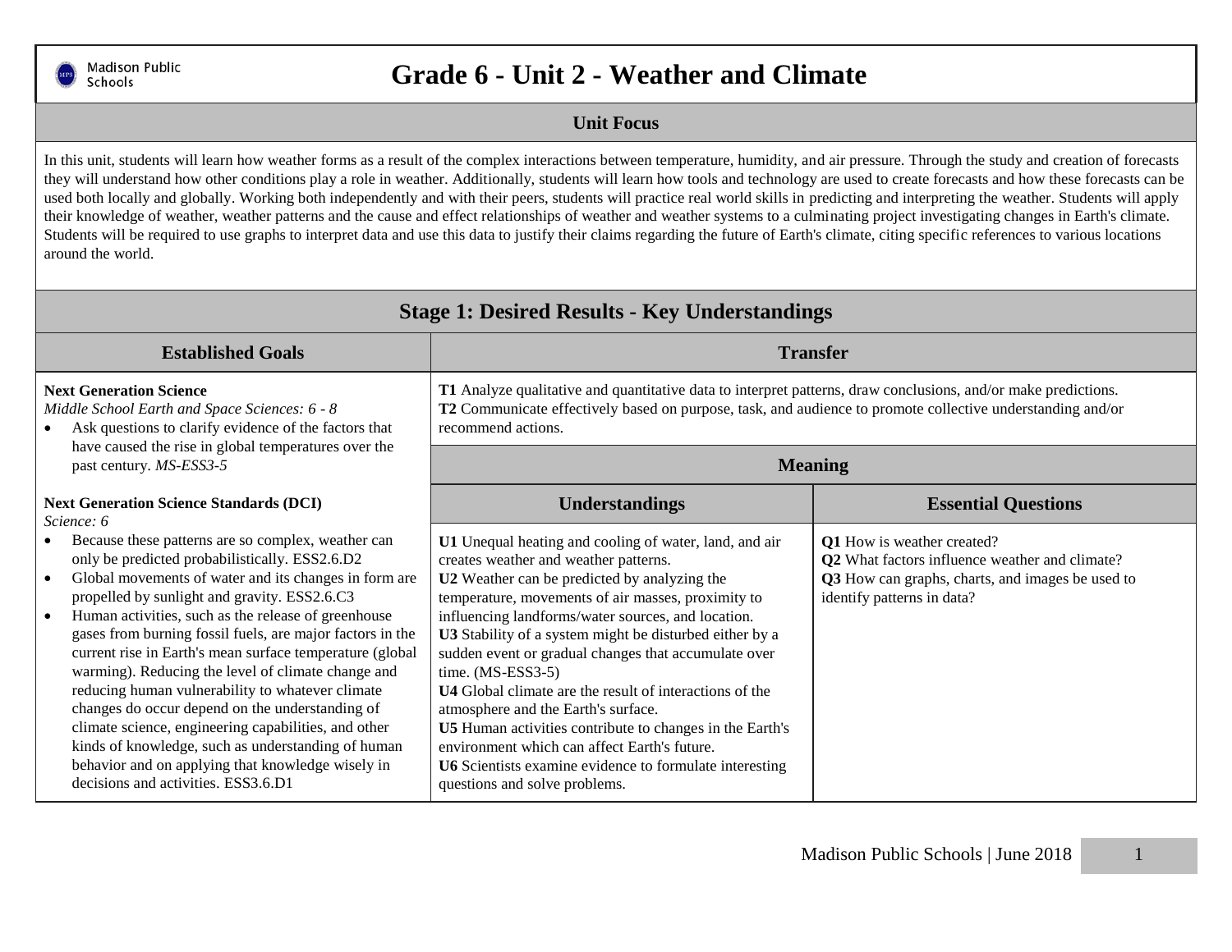# Grade 6 - Unit 2 - Weather and Climate

## Unit Focus

In this unit, students will learn how weather forms as a result of the complex interactions between temperature, humidity, and air pressure. Through the study and creation of forecasts they will understand how other conditions play a role in weather. Additionally, students will learn how tools and technology are used to create forecasts and how these forecasts can be used both locally and globally. Working both independently and with their peers, students will practice real world skills in predicting and interpreting the weather. Students will apply their knowledge of weather, weather patterns and the cause and effect relationships of weather and weather systems to a culminating project investigating changes in Earth's climate. Students will be required to use graphs to interpret data and use this data to justify their claims regarding the future of Earth's climate, citing specific references to various locations around the world.

## Stage 1: Desired Results - Key Understandings

### Established Goals

**Next Generation Science**
*Middle School Earth and Space Sciences: 6 - 8*

- Ask questions to clarify evidence of the factors that have caused the rise in global temperatures over the past century. *MS-ESS3-5*

**Next Generation Science Standards (DCI)**
*Science: 6*

- Because these patterns are so complex, weather can only be predicted probabilistically. ESS2.6.D2
- Global movements of water and its changes in form are propelled by sunlight and gravity. ESS2.6.C3
- Human activities, such as the release of greenhouse gases from burning fossil fuels, are major factors in the current rise in Earth's mean surface temperature (global warming). Reducing the level of climate change and reducing human vulnerability to whatever climate changes do occur depend on the understanding of climate science, engineering capabilities, and other kinds of knowledge, such as understanding of human behavior and on applying that knowledge wisely in decisions and activities. ESS3.6.D1

### Transfer

**T1** Analyze qualitative and quantitative data to interpret patterns, draw conclusions, and/or make predictions.
**T2** Communicate effectively based on purpose, task, and audience to promote collective understanding and/or recommend actions.

### Meaning

| Understandings | Essential Questions |
|---|---|
| **U1** Unequal heating and cooling of water, land, and air creates weather and weather patterns.<br>**U2** Weather can be predicted by analyzing the temperature, movements of air masses, proximity to influencing landforms/water sources, and location.<br>**U3** Stability of a system might be disturbed either by a sudden event or gradual changes that accumulate over time. (MS-ESS3-5)<br>**U4** Global climate are the result of interactions of the atmosphere and the Earth's surface.<br>**U5** Human activities contribute to changes in the Earth's environment which can affect Earth's future.<br>**U6** Scientists examine evidence to formulate interesting questions and solve problems. | **Q1** How is weather created?<br>**Q2** What factors influence weather and climate?<br>**Q3** How can graphs, charts, and images be used to identify patterns in data? |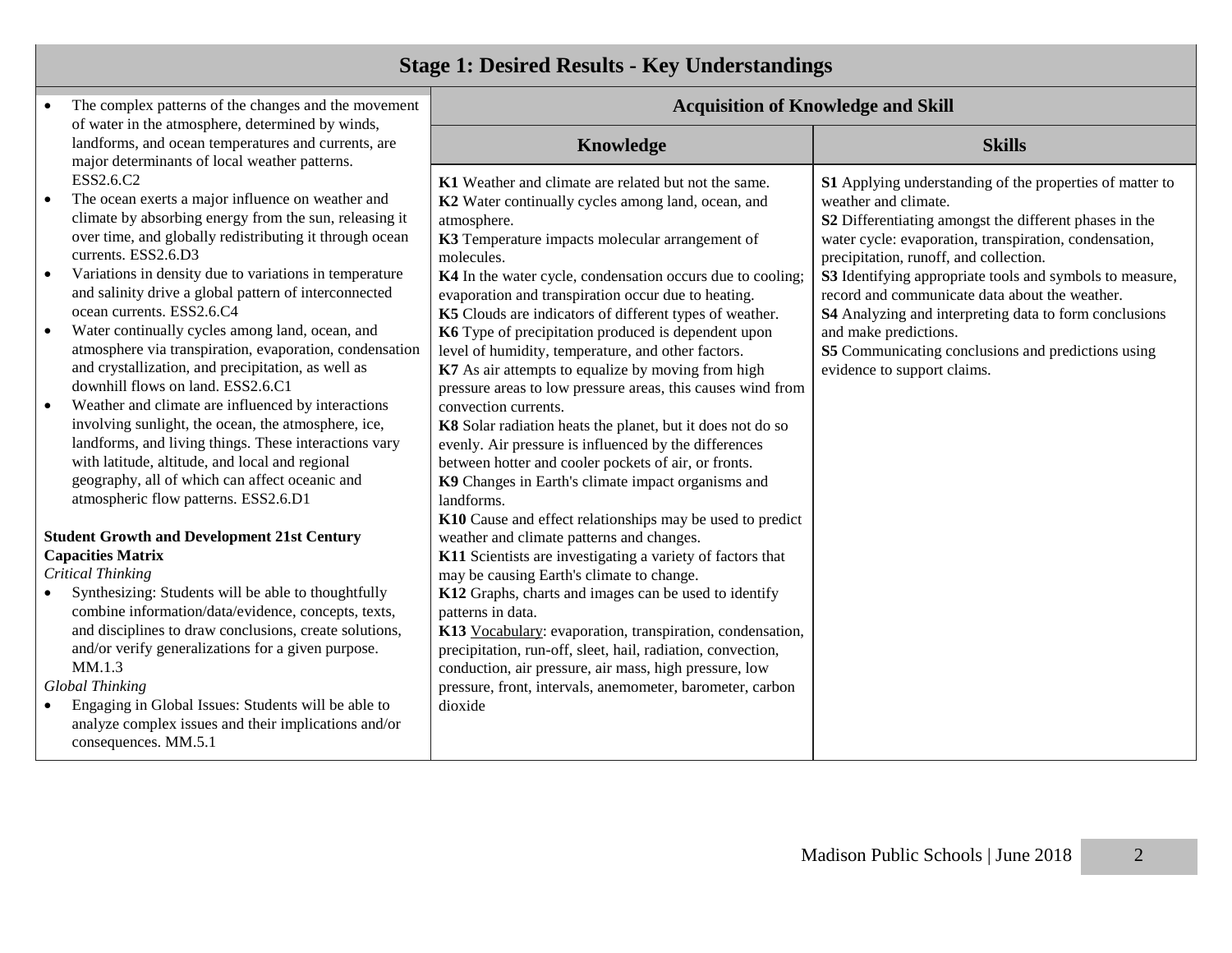## Stage 1: Desired Results - Key Understandings

- The complex patterns of the changes and the movement of water in the atmosphere, determined by winds, landforms, and ocean temperatures and currents, are major determinants of local weather patterns. ESS2.6.C2
- The ocean exerts a major influence on weather and climate by absorbing energy from the sun, releasing it over time, and globally redistributing it through ocean currents. ESS2.6.D3
- Variations in density due to variations in temperature and salinity drive a global pattern of interconnected ocean currents. ESS2.6.C4
- Water continually cycles among land, ocean, and atmosphere via transpiration, evaporation, condensation and crystallization, and precipitation, as well as downhill flows on land. ESS2.6.C1
- Weather and climate are influenced by interactions involving sunlight, the ocean, the atmosphere, ice, landforms, and living things. These interactions vary with latitude, altitude, and local and regional geography, all of which can affect oceanic and atmospheric flow patterns. ESS2.6.D1

**Student Growth and Development 21st Century Capacities Matrix**

*Critical Thinking*

- Synthesizing: Students will be able to thoughtfully combine information/data/evidence, concepts, texts, and disciplines to draw conclusions, create solutions, and/or verify generalizations for a given purpose. MM.1.3

*Global Thinking*

- Engaging in Global Issues: Students will be able to analyze complex issues and their implications and/or consequences. MM.5.1

### Acquisition of Knowledge and Skill

#### Knowledge

**K1** Weather and climate are related but not the same.
**K2** Water continually cycles among land, ocean, and atmosphere.
**K3** Temperature impacts molecular arrangement of molecules.
**K4** In the water cycle, condensation occurs due to cooling; evaporation and transpiration occur due to heating.
**K5** Clouds are indicators of different types of weather.
**K6** Type of precipitation produced is dependent upon level of humidity, temperature, and other factors.
**K7** As air attempts to equalize by moving from high pressure areas to low pressure areas, this causes wind from convection currents.
**K8** Solar radiation heats the planet, but it does not do so evenly. Air pressure is influenced by the differences between hotter and cooler pockets of air, or fronts.
**K9** Changes in Earth's climate impact organisms and landforms.
**K10** Cause and effect relationships may be used to predict weather and climate patterns and changes.
**K11** Scientists are investigating a variety of factors that may be causing Earth's climate to change.
**K12** Graphs, charts and images can be used to identify patterns in data.
**K13** Vocabulary: evaporation, transpiration, condensation, precipitation, run-off, sleet, hail, radiation, convection, conduction, air pressure, air mass, high pressure, low pressure, front, intervals, anemometer, barometer, carbon dioxide

#### Skills

**S1** Applying understanding of the properties of matter to weather and climate.
**S2** Differentiating amongst the different phases in the water cycle: evaporation, transpiration, condensation, precipitation, runoff, and collection.
**S3** Identifying appropriate tools and symbols to measure, record and communicate data about the weather.
**S4** Analyzing and interpreting data to form conclusions and make predictions.
**S5** Communicating conclusions and predictions using evidence to support claims.